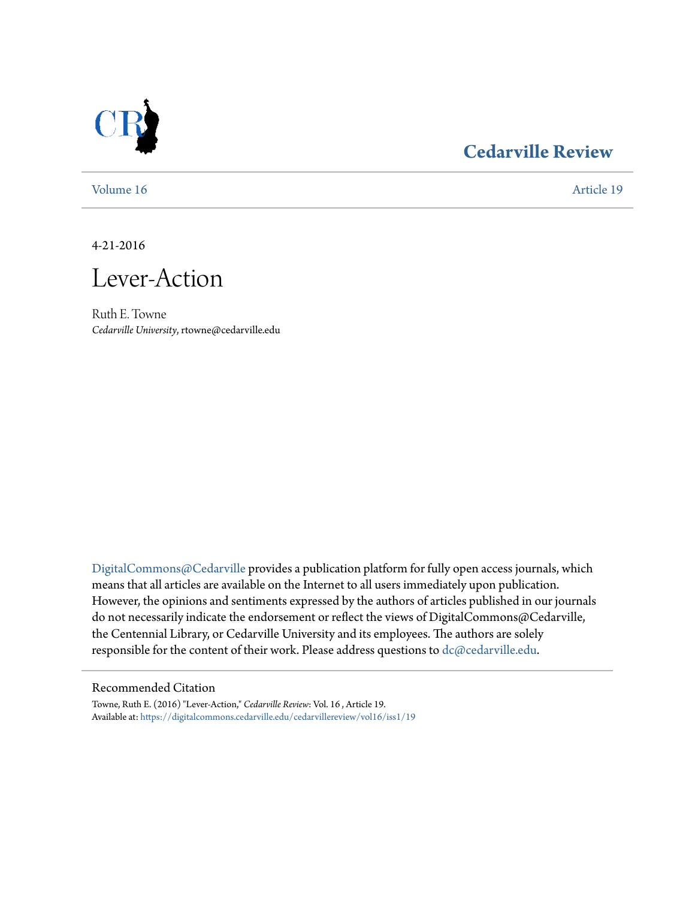# Cedarville Review

Volume 16 Article 19

4-21-2016

# Lever-Action

Ruth E. Towne
*Cedarville University*, rtowne@cedarville.edu

DigitalCommons@Cedarville provides a publication platform for fully open access journals, which means that all articles are available on the Internet to all users immediately upon publication. However, the opinions and sentiments expressed by the authors of articles published in our journals do not necessarily indicate the endorsement or reflect the views of DigitalCommons@Cedarville, the Centennial Library, or Cedarville University and its employees. The authors are solely responsible for the content of their work. Please address questions to dc@cedarville.edu.

## Recommended Citation

Towne, Ruth E. (2016) "Lever-Action," *Cedarville Review*: Vol. 16 , Article 19.
Available at: https://digitalcommons.cedarville.edu/cedarvillereview/vol16/iss1/19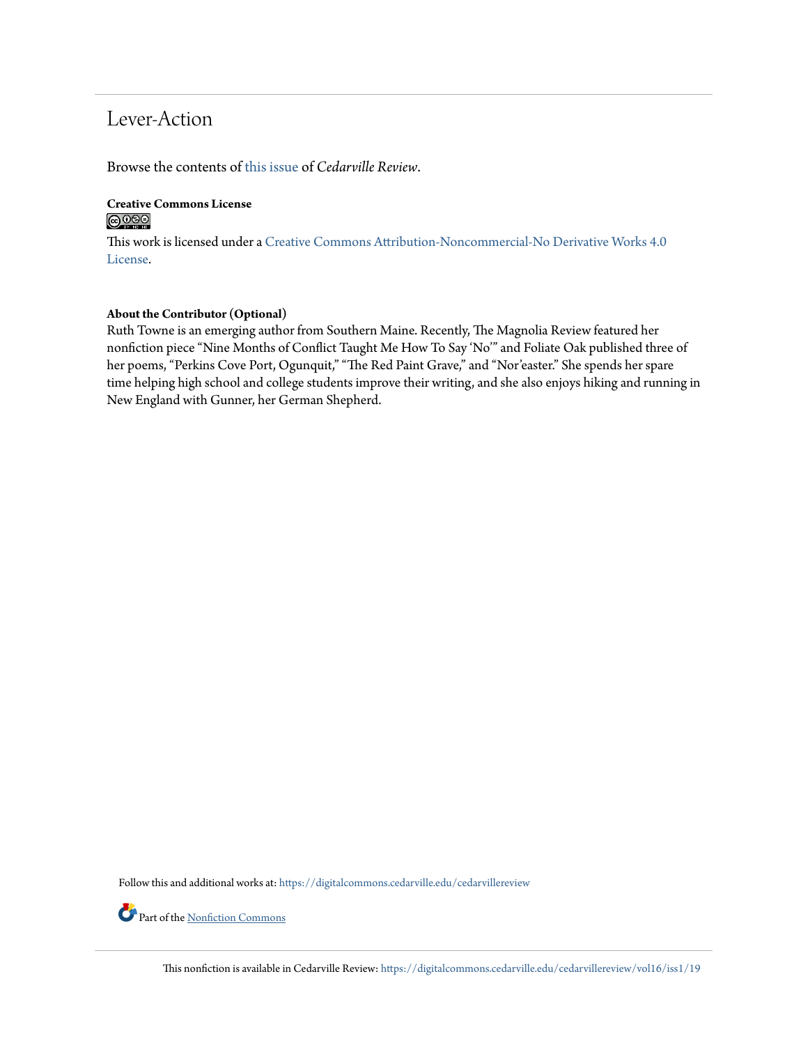## Lever-Action

Browse the contents of this issue of *Cedarville Review*.

**Creative Commons License**

This work is licensed under a Creative Commons Attribution-Noncommercial-No Derivative Works 4.0 License.

**About the Contributor (Optional)**

Ruth Towne is an emerging author from Southern Maine. Recently, The Magnolia Review featured her nonfiction piece "Nine Months of Conflict Taught Me How To Say 'No'" and Foliate Oak published three of her poems, "Perkins Cove Port, Ogunquit," "The Red Paint Grave," and "Nor'easter." She spends her spare time helping high school and college students improve their writing, and she also enjoys hiking and running in New England with Gunner, her German Shepherd.

Follow this and additional works at: https://digitalcommons.cedarville.edu/cedarvillereview

Part of the Nonfiction Commons

This nonfiction is available in Cedarville Review: https://digitalcommons.cedarville.edu/cedarvillereview/vol16/iss1/19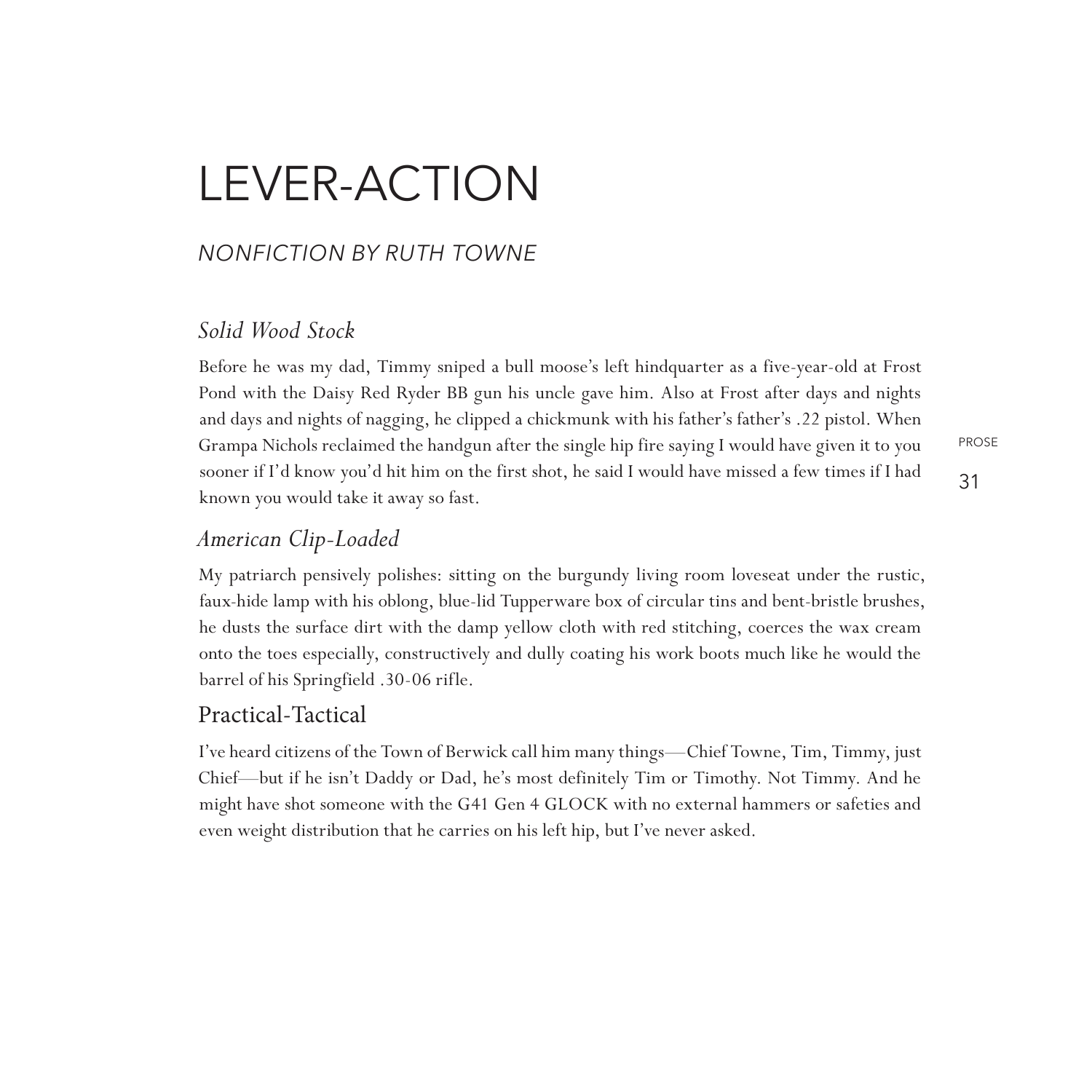# LEVER-ACTION

*NONFICTION BY RUTH TOWNE*

## *Solid Wood Stock*

Before he was my dad, Timmy sniped a bull moose's left hindquarter as a five-year-old at Frost Pond with the Daisy Red Ryder BB gun his uncle gave him. Also at Frost after days and nights and days and nights of nagging, he clipped a chickmunk with his father's father's .22 pistol. When Grampa Nichols reclaimed the handgun after the single hip fire saying I would have given it to you sooner if I'd know you'd hit him on the first shot, he said I would have missed a few times if I had known you would take it away so fast.

## *American Clip-Loaded*

My patriarch pensively polishes: sitting on the burgundy living room loveseat under the rustic, faux-hide lamp with his oblong, blue-lid Tupperware box of circular tins and bent-bristle brushes, he dusts the surface dirt with the damp yellow cloth with red stitching, coerces the wax cream onto the toes especially, constructively and dully coating his work boots much like he would the barrel of his Springfield .30-06 rifle.

## Practical-Tactical

I've heard citizens of the Town of Berwick call him many things—Chief Towne, Tim, Timmy, just Chief—but if he isn't Daddy or Dad, he's most definitely Tim or Timothy. Not Timmy. And he might have shot someone with the G41 Gen 4 GLOCK with no external hammers or safeties and even weight distribution that he carries on his left hip, but I've never asked.